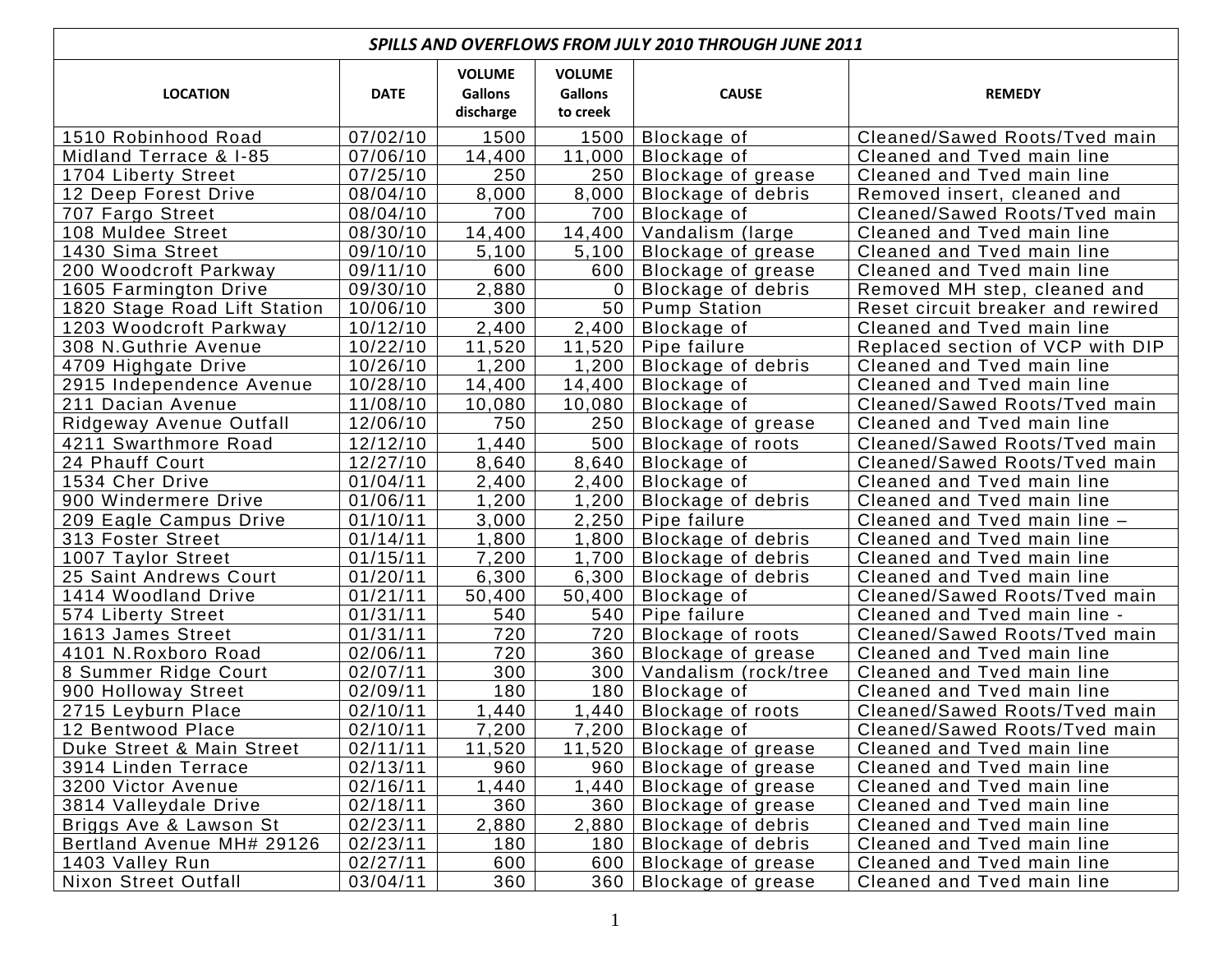| *SPILLS AND OVERFLOWS FROM JULY 2010 THROUGH JUNE 2011* | | | | | |
|---|---|---|---|---|---|
| **LOCATION** | **DATE** | **VOLUME Gallons discharge** | **VOLUME Gallons to creek** | **CAUSE** | **REMEDY** |
| 1510 Robinhood Road | 07/02/10 | 1500 | 1500 | Blockage of | Cleaned/Sawed Roots/Tved main |
| Midland Terrace & I-85 | 07/06/10 | 14,400 | 11,000 | Blockage of | Cleaned and Tved main line |
| 1704 Liberty Street | 07/25/10 | 250 | 250 | Blockage of grease | Cleaned and Tved main line |
| 12 Deep Forest Drive | 08/04/10 | 8,000 | 8,000 | Blockage of debris | Removed insert, cleaned and |
| 707 Fargo Street | 08/04/10 | 700 | 700 | Blockage of | Cleaned/Sawed Roots/Tved main |
| 108 Muldee Street | 08/30/10 | 14,400 | 14,400 | Vandalism (large | Cleaned and Tved main line |
| 1430 Sima Street | 09/10/10 | 5,100 | 5,100 | Blockage of grease | Cleaned and Tved main line |
| 200 Woodcroft Parkway | 09/11/10 | 600 | 600 | Blockage of grease | Cleaned and Tved main line |
| 1605 Farmington Drive | 09/30/10 | 2,880 | 0 | Blockage of debris | Removed MH step, cleaned and |
| 1820 Stage Road Lift Station | 10/06/10 | 300 | 50 | Pump Station | Reset circuit breaker and rewired |
| 1203 Woodcroft Parkway | 10/12/10 | 2,400 | 2,400 | Blockage of | Cleaned and Tved main line |
| 308 N.Guthrie Avenue | 10/22/10 | 11,520 | 11,520 | Pipe failure | Replaced section of VCP with DIP |
| 4709 Highgate Drive | 10/26/10 | 1,200 | 1,200 | Blockage of debris | Cleaned and Tved main line |
| 2915 Independence Avenue | 10/28/10 | 14,400 | 14,400 | Blockage of | Cleaned and Tved main line |
| 211 Dacian Avenue | 11/08/10 | 10,080 | 10,080 | Blockage of | Cleaned/Sawed Roots/Tved main |
| Ridgeway Avenue Outfall | 12/06/10 | 750 | 250 | Blockage of grease | Cleaned and Tved main line |
| 4211 Swarthmore Road | 12/12/10 | 1,440 | 500 | Blockage of roots | Cleaned/Sawed Roots/Tved main |
| 24 Phauff Court | 12/27/10 | 8,640 | 8,640 | Blockage of | Cleaned/Sawed Roots/Tved main |
| 1534 Cher Drive | 01/04/11 | 2,400 | 2,400 | Blockage of | Cleaned and Tved main line |
| 900 Windermere Drive | 01/06/11 | 1,200 | 1,200 | Blockage of debris | Cleaned and Tved main line |
| 209 Eagle Campus Drive | 01/10/11 | 3,000 | 2,250 | Pipe failure | Cleaned and Tved main line – |
| 313 Foster Street | 01/14/11 | 1,800 | 1,800 | Blockage of debris | Cleaned and Tved main line |
| 1007 Taylor Street | 01/15/11 | 7,200 | 1,700 | Blockage of debris | Cleaned and Tved main line |
| 25 Saint Andrews Court | 01/20/11 | 6,300 | 6,300 | Blockage of debris | Cleaned and Tved main line |
| 1414 Woodland Drive | 01/21/11 | 50,400 | 50,400 | Blockage of | Cleaned/Sawed Roots/Tved main |
| 574 Liberty Street | 01/31/11 | 540 | 540 | Pipe failure | Cleaned and Tved main line - |
| 1613 James Street | 01/31/11 | 720 | 720 | Blockage of roots | Cleaned/Sawed Roots/Tved main |
| 4101 N.Roxboro Road | 02/06/11 | 720 | 360 | Blockage of grease | Cleaned and Tved main line |
| 8 Summer Ridge Court | 02/07/11 | 300 | 300 | Vandalism (rock/tree | Cleaned and Tved main line |
| 900 Holloway Street | 02/09/11 | 180 | 180 | Blockage of | Cleaned and Tved main line |
| 2715 Leyburn Place | 02/10/11 | 1,440 | 1,440 | Blockage of roots | Cleaned/Sawed Roots/Tved main |
| 12 Bentwood Place | 02/10/11 | 7,200 | 7,200 | Blockage of | Cleaned/Sawed Roots/Tved main |
| Duke Street & Main Street | 02/11/11 | 11,520 | 11,520 | Blockage of grease | Cleaned and Tved main line |
| 3914 Linden Terrace | 02/13/11 | 960 | 960 | Blockage of grease | Cleaned and Tved main line |
| 3200 Victor Avenue | 02/16/11 | 1,440 | 1,440 | Blockage of grease | Cleaned and Tved main line |
| 3814 Valleydale Drive | 02/18/11 | 360 | 360 | Blockage of grease | Cleaned and Tved main line |
| Briggs Ave & Lawson St | 02/23/11 | 2,880 | 2,880 | Blockage of debris | Cleaned and Tved main line |
| Bertland Avenue MH# 29126 | 02/23/11 | 180 | 180 | Blockage of debris | Cleaned and Tved main line |
| 1403 Valley Run | 02/27/11 | 600 | 600 | Blockage of grease | Cleaned and Tved main line |
| Nixon Street Outfall | 03/04/11 | 360 | 360 | Blockage of grease | Cleaned and Tved main line |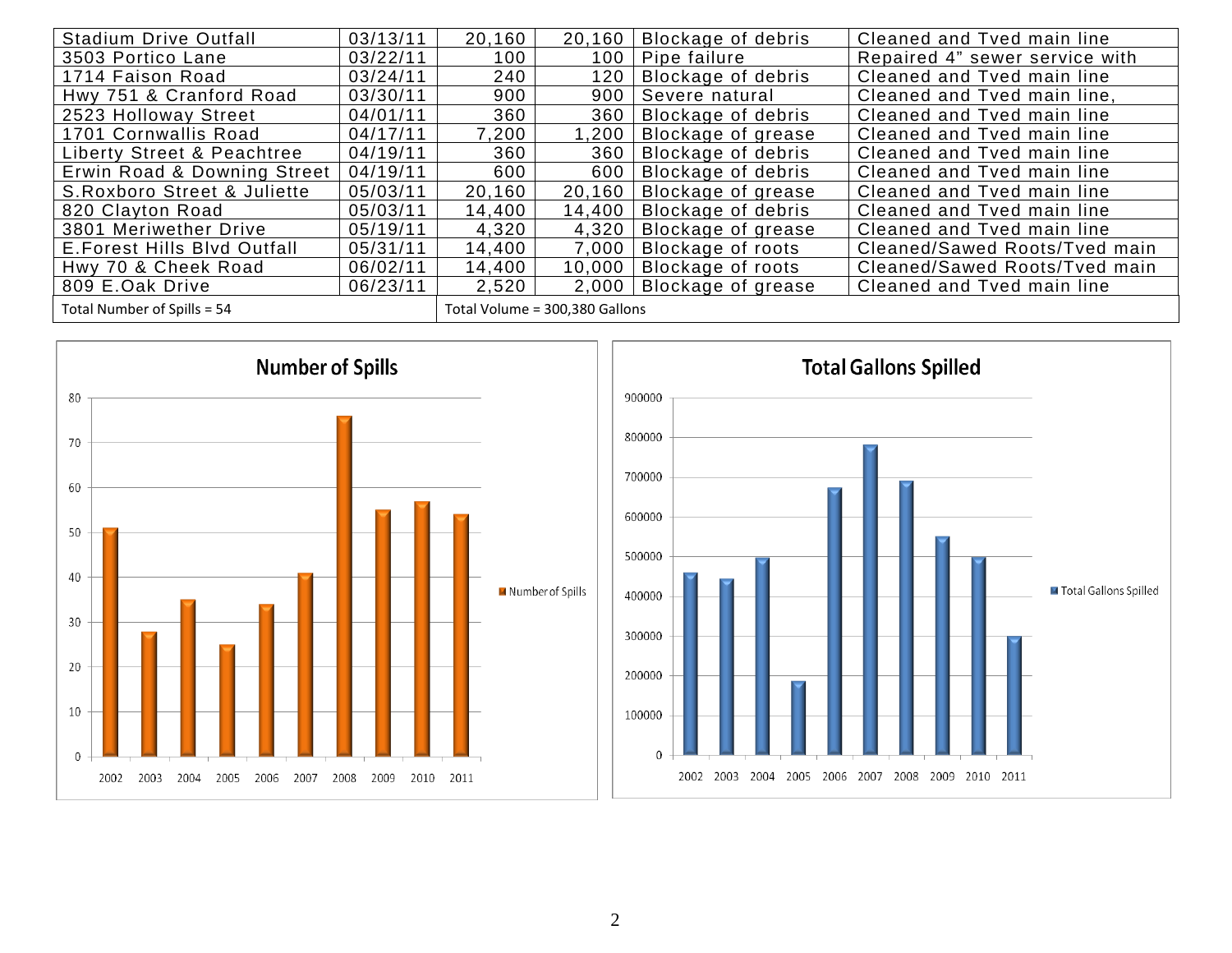| | | | | | |
|---|---|---|---|---|---|
| Stadium Drive Outfall | 03/13/11 | 20,160 | 20,160 | Blockage of debris | Cleaned and Tved main line |
| 3503 Portico Lane | 03/22/11 | 100 | 100 | Pipe failure | Repaired 4" sewer service with |
| 1714 Faison Road | 03/24/11 | 240 | 120 | Blockage of debris | Cleaned and Tved main line |
| Hwy 751 & Cranford Road | 03/30/11 | 900 | 900 | Severe natural | Cleaned and Tved main line, |
| 2523 Holloway Street | 04/01/11 | 360 | 360 | Blockage of debris | Cleaned and Tved main line |
| 1701 Cornwallis Road | 04/17/11 | 7,200 | 1,200 | Blockage of grease | Cleaned and Tved main line |
| Liberty Street & Peachtree | 04/19/11 | 360 | 360 | Blockage of debris | Cleaned and Tved main line |
| Erwin Road & Downing Street | 04/19/11 | 600 | 600 | Blockage of debris | Cleaned and Tved main line |
| S.Roxboro Street & Juliette | 05/03/11 | 20,160 | 20,160 | Blockage of grease | Cleaned and Tved main line |
| 820 Clayton Road | 05/03/11 | 14,400 | 14,400 | Blockage of debris | Cleaned and Tved main line |
| 3801 Meriwether Drive | 05/19/11 | 4,320 | 4,320 | Blockage of grease | Cleaned and Tved main line |
| E.Forest Hills Blvd Outfall | 05/31/11 | 14,400 | 7,000 | Blockage of roots | Cleaned/Sawed Roots/Tved main |
| Hwy 70 & Cheek Road | 06/02/11 | 14,400 | 10,000 | Blockage of roots | Cleaned/Sawed Roots/Tved main |
| 809 E.Oak Drive | 06/23/11 | 2,520 | 2,000 | Blockage of grease | Cleaned and Tved main line |
| Total Number of Spills = 54 | | Total Volume = 300,380 Gallons | | | |

Number of Spills

0 10 20 30 40 50 60 70 80

2002 2003 2004 2005 2006 2007 2008 2009 2010 2011

Number of Spills

Total Gallons Spilled

0 100000 200000 300000 400000 500000 600000 700000 800000 900000

2002 2003 2004 2005 2006 2007 2008 2009 2010 2011

Total Gallons Spilled